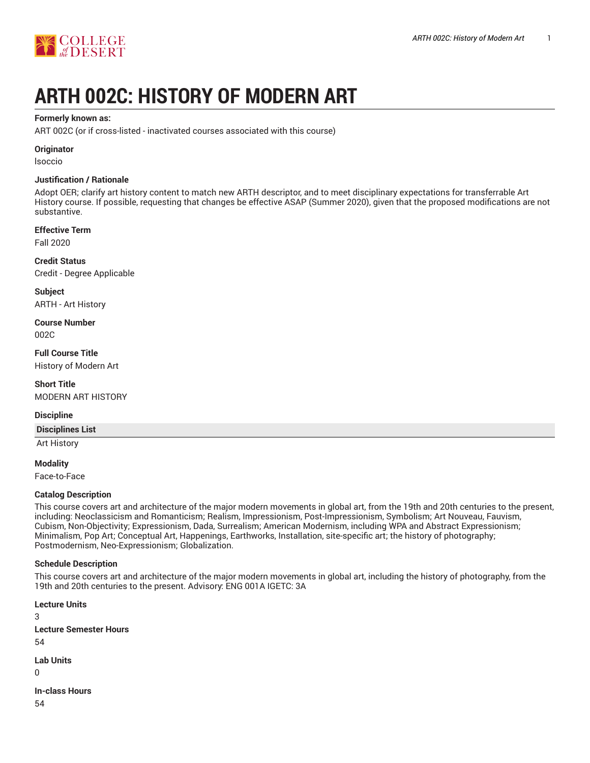# ARTH 002C: HISTORY OF MODERN ART

**Formerly known as:**

ART 002C (or if cross-listed - inactivated courses associated with this course)

**Originator**

lsoccio

**Justification / Rationale**

Adopt OER; clarify art history content to match new ARTH descriptor, and to meet disciplinary expectations for transferrable Art History course. If possible, requesting that changes be effective ASAP (Summer 2020), given that the proposed modifications are not substantive.

**Effective Term**

Fall 2020

**Credit Status**

Credit - Degree Applicable

**Subject**

ARTH - Art History

**Course Number**

002C

**Full Course Title**

History of Modern Art

**Short Title**

MODERN ART HISTORY

**Discipline**

| Disciplines List |
|---|
| Art History |

**Modality**

Face-to-Face

**Catalog Description**

This course covers art and architecture of the major modern movements in global art, from the 19th and 20th centuries to the present, including: Neoclassicism and Romanticism; Realism, Impressionism, Post-Impressionism, Symbolism; Art Nouveau, Fauvism, Cubism, Non-Objectivity; Expressionism, Dada, Surrealism; American Modernism, including WPA and Abstract Expressionism; Minimalism, Pop Art; Conceptual Art, Happenings, Earthworks, Installation, site-specific art; the history of photography; Postmodernism, Neo-Expressionism; Globalization.

**Schedule Description**

This course covers art and architecture of the major modern movements in global art, including the history of photography, from the 19th and 20th centuries to the present. Advisory: ENG 001A IGETC: 3A

**Lecture Units**

3

**Lecture Semester Hours**

54

**Lab Units**

0

**In-class Hours**

54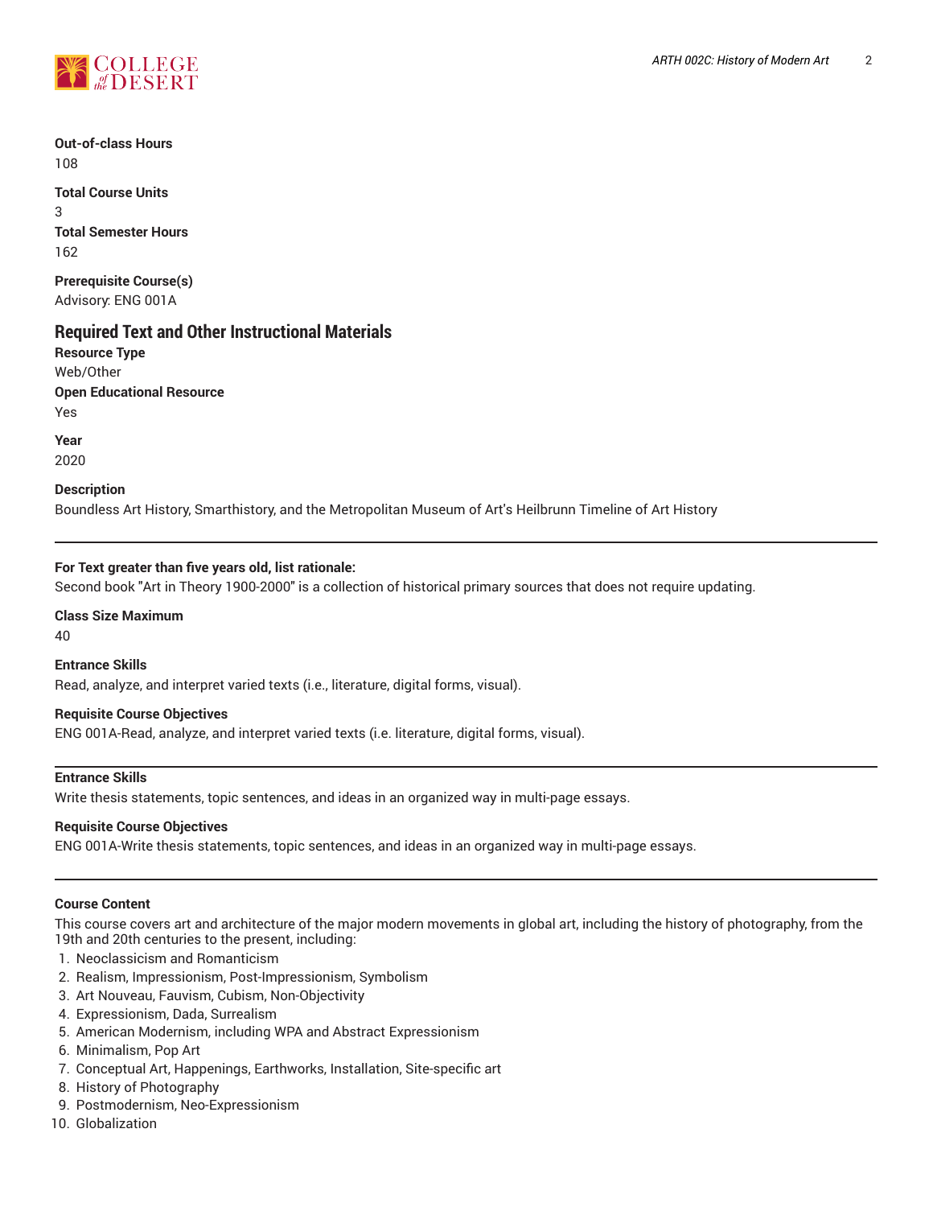**Out-of-class Hours**
108

**Total Course Units**
3

**Total Semester Hours**
162

**Prerequisite Course(s)**
Advisory: ENG 001A

## Required Text and Other Instructional Materials

**Resource Type**
Web/Other

**Open Educational Resource**
Yes

**Year**
2020

**Description**
Boundless Art History, Smarthistory, and the Metropolitan Museum of Art's Heilbrunn Timeline of Art History

---

**For Text greater than five years old, list rationale:**
Second book "Art in Theory 1900-2000" is a collection of historical primary sources that does not require updating.

**Class Size Maximum**
40

**Entrance Skills**
Read, analyze, and interpret varied texts (i.e., literature, digital forms, visual).

**Requisite Course Objectives**
ENG 001A-Read, analyze, and interpret varied texts (i.e. literature, digital forms, visual).

---

**Entrance Skills**
Write thesis statements, topic sentences, and ideas in an organized way in multi-page essays.

**Requisite Course Objectives**
ENG 001A-Write thesis statements, topic sentences, and ideas in an organized way in multi-page essays.

---

**Course Content**
This course covers art and architecture of the major modern movements in global art, including the history of photography, from the 19th and 20th centuries to the present, including:

1. Neoclassicism and Romanticism
2. Realism, Impressionism, Post-Impressionism, Symbolism
3. Art Nouveau, Fauvism, Cubism, Non-Objectivity
4. Expressionism, Dada, Surrealism
5. American Modernism, including WPA and Abstract Expressionism
6. Minimalism, Pop Art
7. Conceptual Art, Happenings, Earthworks, Installation, Site-specific art
8. History of Photography
9. Postmodernism, Neo-Expressionism
10. Globalization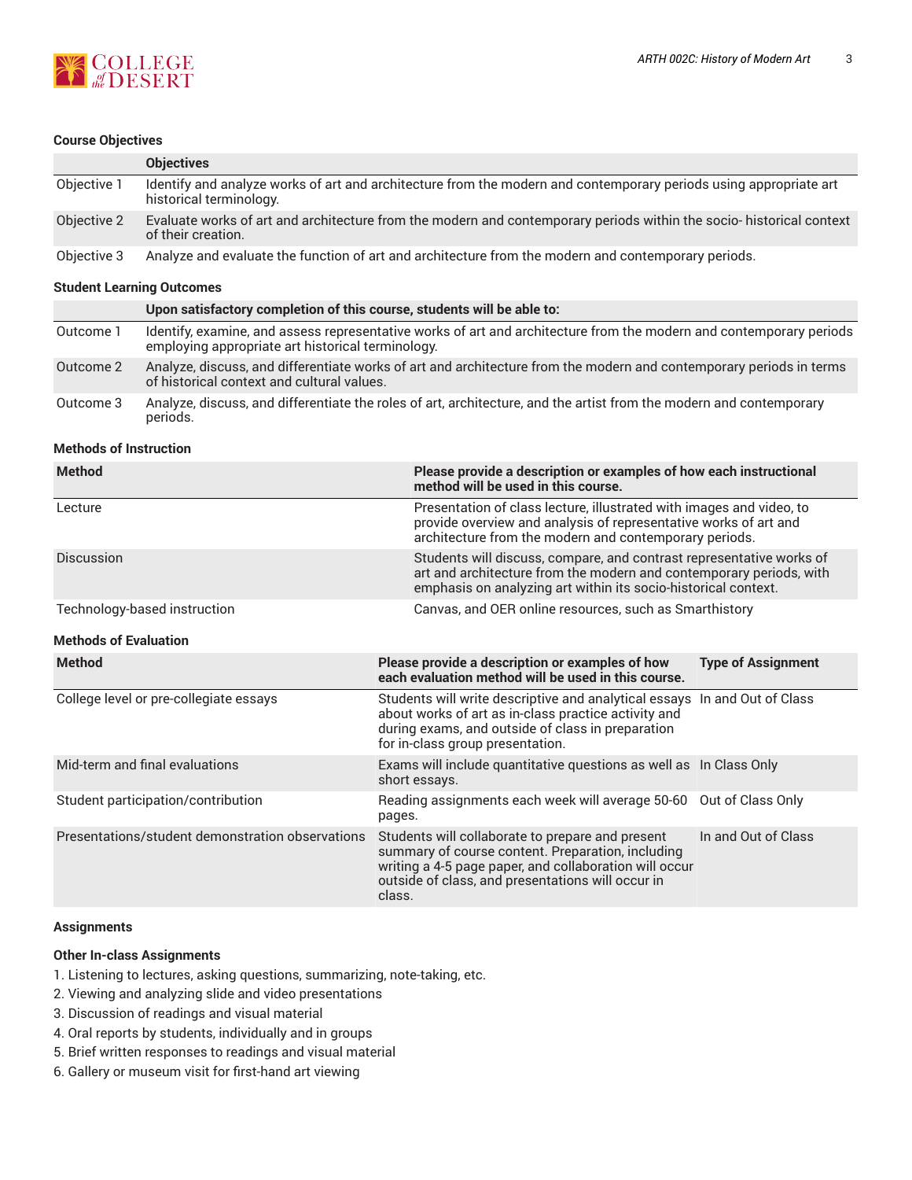#### Course Objectives

| | Objectives |
|---|---|
| Objective 1 | Identify and analyze works of art and architecture from the modern and contemporary periods using appropriate art historical terminology. |
| Objective 2 | Evaluate works of art and architecture from the modern and contemporary periods within the socio- historical context of their creation. |
| Objective 3 | Analyze and evaluate the function of art and architecture from the modern and contemporary periods. |

#### Student Learning Outcomes

| | Upon satisfactory completion of this course, students will be able to: |
|---|---|
| Outcome 1 | Identify, examine, and assess representative works of art and architecture from the modern and contemporary periods employing appropriate art historical terminology. |
| Outcome 2 | Analyze, discuss, and differentiate works of art and architecture from the modern and contemporary periods in terms of historical context and cultural values. |
| Outcome 3 | Analyze, discuss, and differentiate the roles of art, architecture, and the artist from the modern and contemporary periods. |

#### Methods of Instruction

| Method | Please provide a description or examples of how each instructional method will be used in this course. |
|---|---|
| Lecture | Presentation of class lecture, illustrated with images and video, to provide overview and analysis of representative works of art and architecture from the modern and contemporary periods. |
| Discussion | Students will discuss, compare, and contrast representative works of art and architecture from the modern and contemporary periods, with emphasis on analyzing art within its socio-historical context. |
| Technology-based instruction | Canvas, and OER online resources, such as Smarthistory |

#### Methods of Evaluation

| Method | Please provide a description or examples of how each evaluation method will be used in this course. | Type of Assignment |
|---|---|---|
| College level or pre-collegiate essays | Students will write descriptive and analytical essays about works of art as in-class practice activity and during exams, and outside of class in preparation for in-class group presentation. | In and Out of Class |
| Mid-term and final evaluations | Exams will include quantitative questions as well as short essays. | In Class Only |
| Student participation/contribution | Reading assignments each week will average 50-60 pages. | Out of Class Only |
| Presentations/student demonstration observations | Students will collaborate to prepare and present summary of course content. Preparation, including writing a 4-5 page paper, and collaboration will occur outside of class, and presentations will occur in class. | In and Out of Class |

#### Assignments

#### Other In-class Assignments

1. Listening to lectures, asking questions, summarizing, note-taking, etc.
2. Viewing and analyzing slide and video presentations
3. Discussion of readings and visual material
4. Oral reports by students, individually and in groups
5. Brief written responses to readings and visual material
6. Gallery or museum visit for first-hand art viewing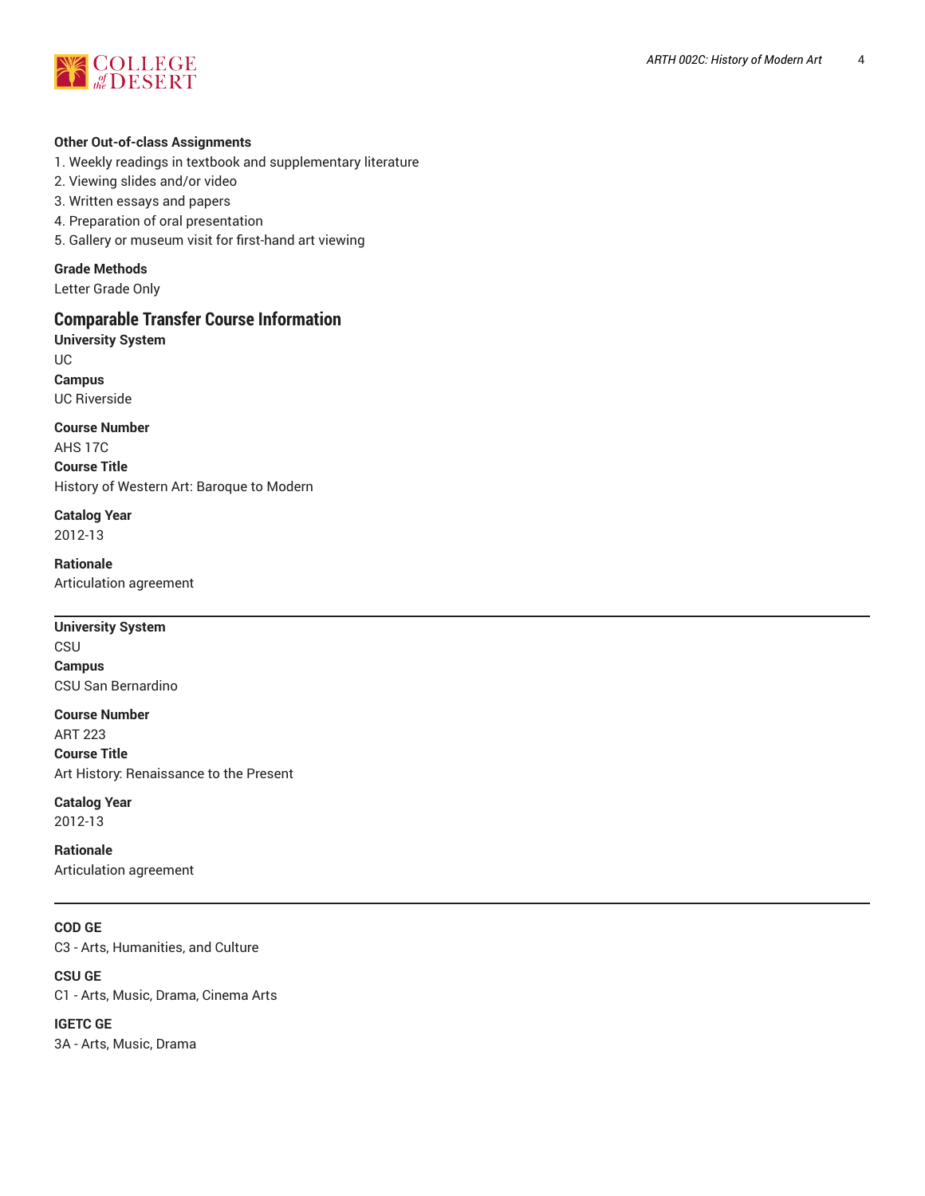**Other Out-of-class Assignments**

1. Weekly readings in textbook and supplementary literature
2. Viewing slides and/or video
3. Written essays and papers
4. Preparation of oral presentation
5. Gallery or museum visit for first-hand art viewing

**Grade Methods**

Letter Grade Only

## Comparable Transfer Course Information

**University System**

UC

**Campus**

UC Riverside

**Course Number**

AHS 17C

**Course Title**

History of Western Art: Baroque to Modern

**Catalog Year**

2012-13

**Rationale**

Articulation agreement

---

**University System**

CSU

**Campus**

CSU San Bernardino

**Course Number**

ART 223

**Course Title**

Art History: Renaissance to the Present

**Catalog Year**

2012-13

**Rationale**

Articulation agreement

---

**COD GE**

C3 - Arts, Humanities, and Culture

**CSU GE**

C1 - Arts, Music, Drama, Cinema Arts

**IGETC GE**

3A - Arts, Music, Drama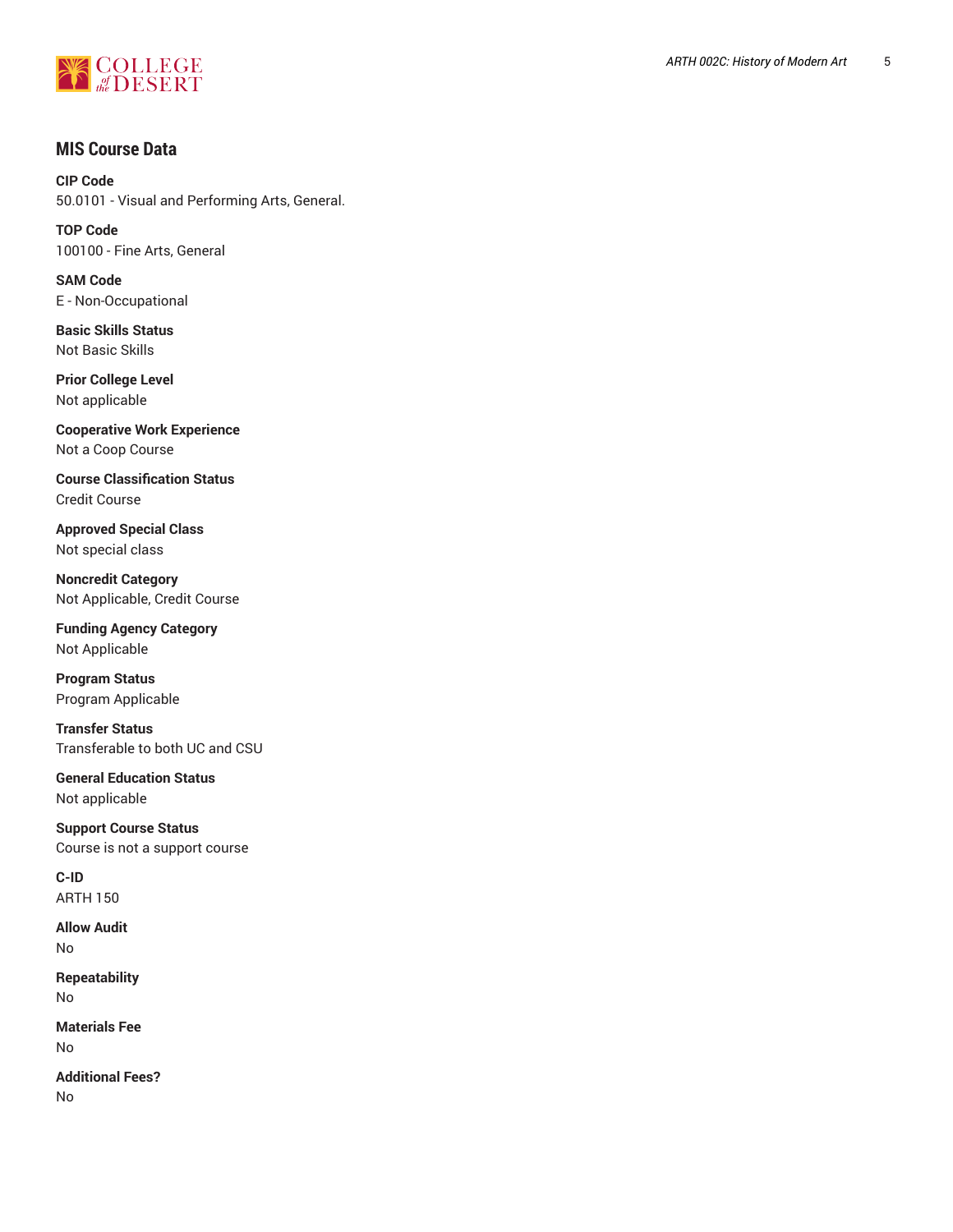## MIS Course Data

**CIP Code**
50.0101 - Visual and Performing Arts, General.

**TOP Code**
100100 - Fine Arts, General

**SAM Code**
E - Non-Occupational

**Basic Skills Status**
Not Basic Skills

**Prior College Level**
Not applicable

**Cooperative Work Experience**
Not a Coop Course

**Course Classification Status**
Credit Course

**Approved Special Class**
Not special class

**Noncredit Category**
Not Applicable, Credit Course

**Funding Agency Category**
Not Applicable

**Program Status**
Program Applicable

**Transfer Status**
Transferable to both UC and CSU

**General Education Status**
Not applicable

**Support Course Status**
Course is not a support course

**C-ID**
ARTH 150

**Allow Audit**
No

**Repeatability**
No

**Materials Fee**
No

**Additional Fees?**
No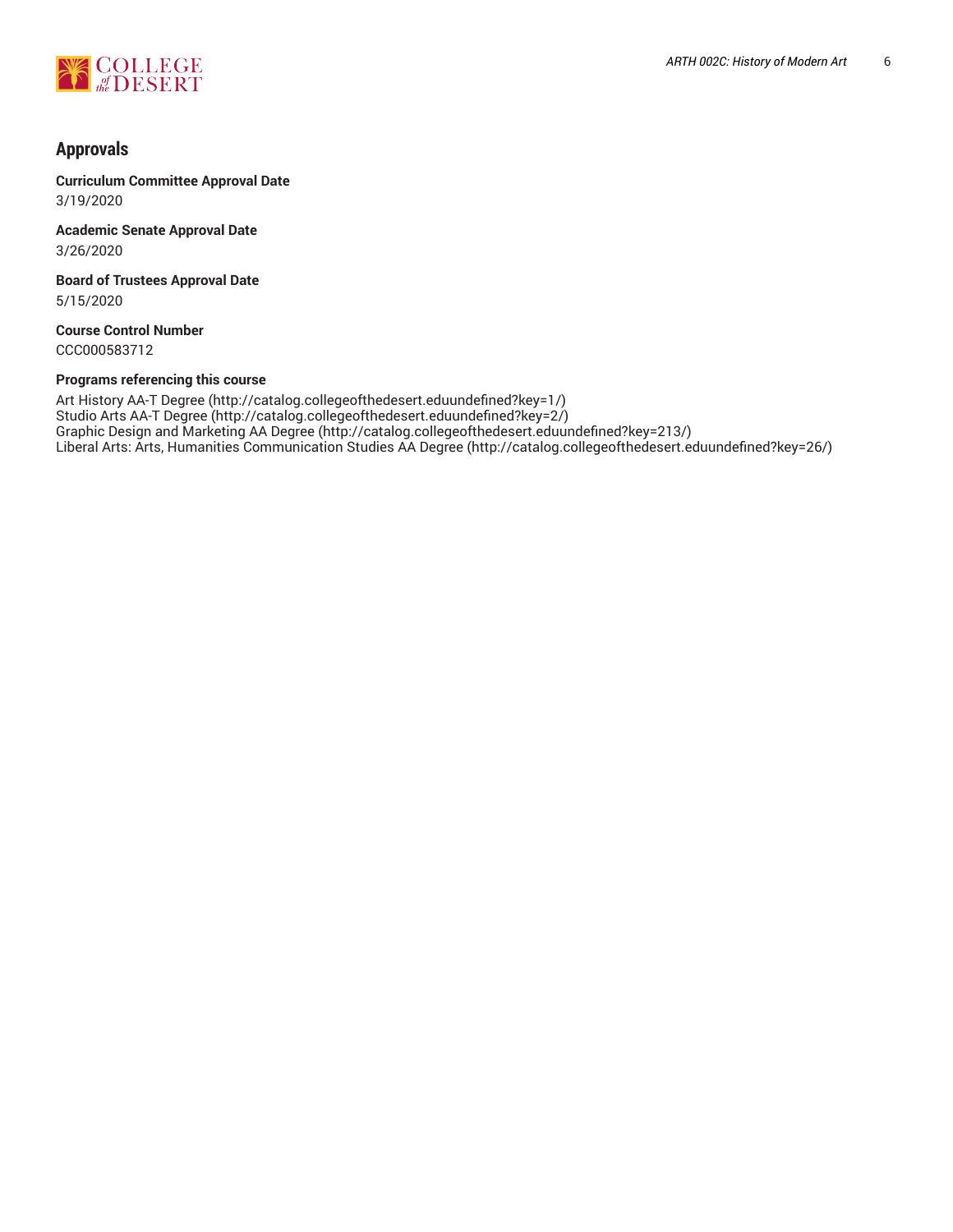## Approvals

**Curriculum Committee Approval Date**
3/19/2020

**Academic Senate Approval Date**
3/26/2020

**Board of Trustees Approval Date**
5/15/2020

**Course Control Number**
CCC000583712

**Programs referencing this course**

Art History AA-T Degree (http://catalog.collegeofthedesert.eduundefined?key=1/)
Studio Arts AA-T Degree (http://catalog.collegeofthedesert.eduundefined?key=2/)
Graphic Design and Marketing AA Degree (http://catalog.collegeofthedesert.eduundefined?key=213/)
Liberal Arts: Arts, Humanities Communication Studies AA Degree (http://catalog.collegeofthedesert.eduundefined?key=26/)